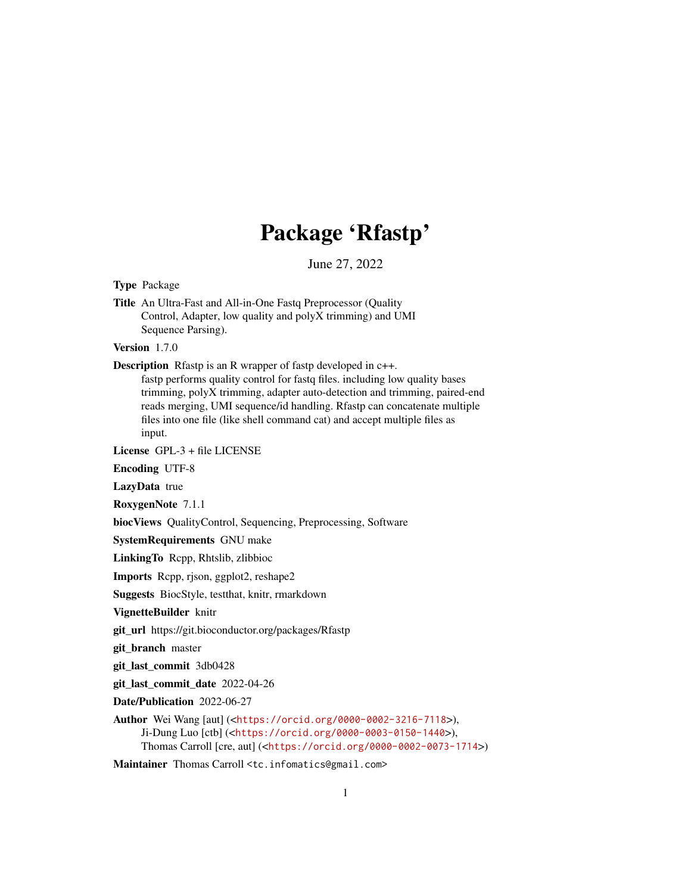# Package 'Rfastp'

June 27, 2022

**Type** Package

**Title** An Ultra-Fast and All-in-One Fastq Preprocessor (Quality Control, Adapter, low quality and polyX trimming) and UMI Sequence Parsing).

**Version** 1.7.0

**Description** Rfastp is an R wrapper of fastp developed in c++. fastp performs quality control for fastq files. including low quality bases trimming, polyX trimming, adapter auto-detection and trimming, paired-end reads merging, UMI sequence/id handling. Rfastp can concatenate multiple files into one file (like shell command cat) and accept multiple files as input.

**License** GPL-3 + file LICENSE

**Encoding** UTF-8

**LazyData** true

**RoxygenNote** 7.1.1

**biocViews** QualityControl, Sequencing, Preprocessing, Software

**SystemRequirements** GNU make

**LinkingTo** Rcpp, Rhtslib, zlibbioc

**Imports** Rcpp, rjson, ggplot2, reshape2

**Suggests** BiocStyle, testthat, knitr, rmarkdown

**VignetteBuilder** knitr

**git_url** https://git.bioconductor.org/packages/Rfastp

**git_branch** master

**git_last_commit** 3db0428

**git_last_commit_date** 2022-04-26

**Date/Publication** 2022-06-27

**Author** Wei Wang [aut] (<https://orcid.org/0000-0002-3216-7118>), Ji-Dung Luo [ctb] (<https://orcid.org/0000-0003-0150-1440>), Thomas Carroll [cre, aut] (<https://orcid.org/0000-0002-0073-1714>)

**Maintainer** Thomas Carroll <tc.infomatics@gmail.com>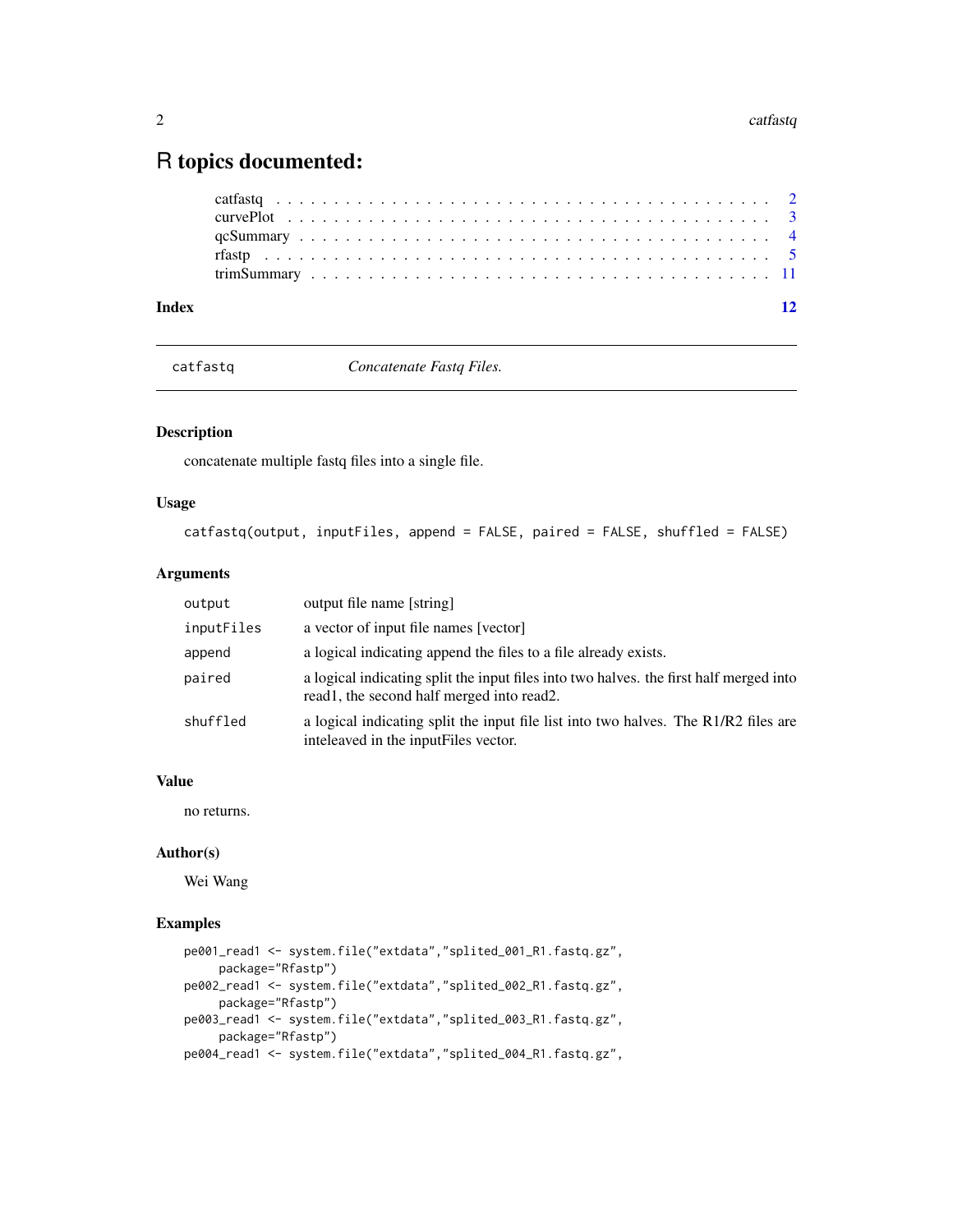# R topics documented:

- catfastq . . . . . . . . . . . . . . . . . . . . . . . . . . . . . . . . . . . . . . . . 2
- curvePlot . . . . . . . . . . . . . . . . . . . . . . . . . . . . . . . . . . . . . . . 3
- qcSummary . . . . . . . . . . . . . . . . . . . . . . . . . . . . . . . . . . . . . . 4
- rfastp . . . . . . . . . . . . . . . . . . . . . . . . . . . . . . . . . . . . . . . . . 5
- trimSummary . . . . . . . . . . . . . . . . . . . . . . . . . . . . . . . . . . . . . 11

**Index** 12

---

## catfastq — *Concatenate Fastq Files.*

### Description

concatenate multiple fastq files into a single file.

### Usage

```
catfastq(output, inputFiles, append = FALSE, paired = FALSE, shuffled = FALSE)
```

### Arguments

| | |
|---|---|
| `output` | output file name [string] |
| `inputFiles` | a vector of input file names [vector] |
| `append` | a logical indicating append the files to a file already exists. |
| `paired` | a logical indicating split the input files into two halves. the first half merged into read1, the second half merged into read2. |
| `shuffled` | a logical indicating split the input file list into two halves. The R1/R2 files are inteleaved in the inputFiles vector. |

### Value

no returns.

### Author(s)

Wei Wang

### Examples

```
pe001_read1 <- system.file("extdata","splited_001_R1.fastq.gz",
    package="Rfastp")
pe002_read1 <- system.file("extdata","splited_002_R1.fastq.gz",
    package="Rfastp")
pe003_read1 <- system.file("extdata","splited_003_R1.fastq.gz",
    package="Rfastp")
pe004_read1 <- system.file("extdata","splited_004_R1.fastq.gz",
```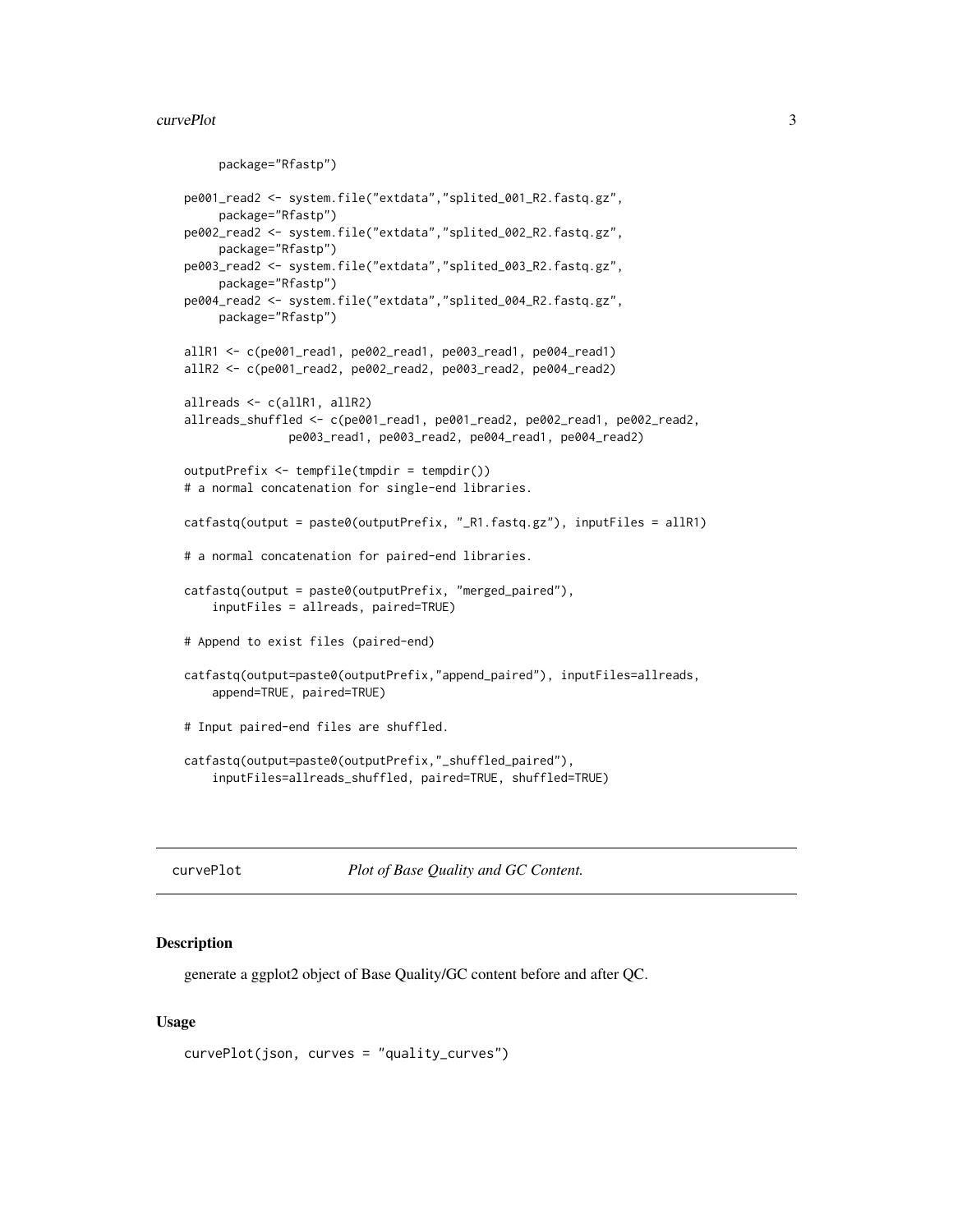```
     package="Rfastp")

pe001_read2 <- system.file("extdata","splited_001_R2.fastq.gz",
     package="Rfastp")
pe002_read2 <- system.file("extdata","splited_002_R2.fastq.gz",
     package="Rfastp")
pe003_read2 <- system.file("extdata","splited_003_R2.fastq.gz",
     package="Rfastp")
pe004_read2 <- system.file("extdata","splited_004_R2.fastq.gz",
     package="Rfastp")

allR1 <- c(pe001_read1, pe002_read1, pe003_read1, pe004_read1)
allR2 <- c(pe001_read2, pe002_read2, pe003_read2, pe004_read2)

allreads <- c(allR1, allR2)
allreads_shuffled <- c(pe001_read1, pe001_read2, pe002_read1, pe002_read2,
              pe003_read1, pe003_read2, pe004_read1, pe004_read2)

outputPrefix <- tempfile(tmpdir = tempdir())
# a normal concatenation for single-end libraries.

catfastq(output = paste0(outputPrefix, "_R1.fastq.gz"), inputFiles = allR1)

# a normal concatenation for paired-end libraries.

catfastq(output = paste0(outputPrefix, "merged_paired"),
    inputFiles = allreads, paired=TRUE)

# Append to exist files (paired-end)

catfastq(output=paste0(outputPrefix,"append_paired"), inputFiles=allreads,
    append=TRUE, paired=TRUE)

# Input paired-end files are shuffled.

catfastq(output=paste0(outputPrefix,"_shuffled_paired"),
    inputFiles=allreads_shuffled, paired=TRUE, shuffled=TRUE)
```

---

## curvePlot — *Plot of Base Quality and GC Content.*

### Description

generate a ggplot2 object of Base Quality/GC content before and after QC.

### Usage

```
curvePlot(json, curves = "quality_curves")
```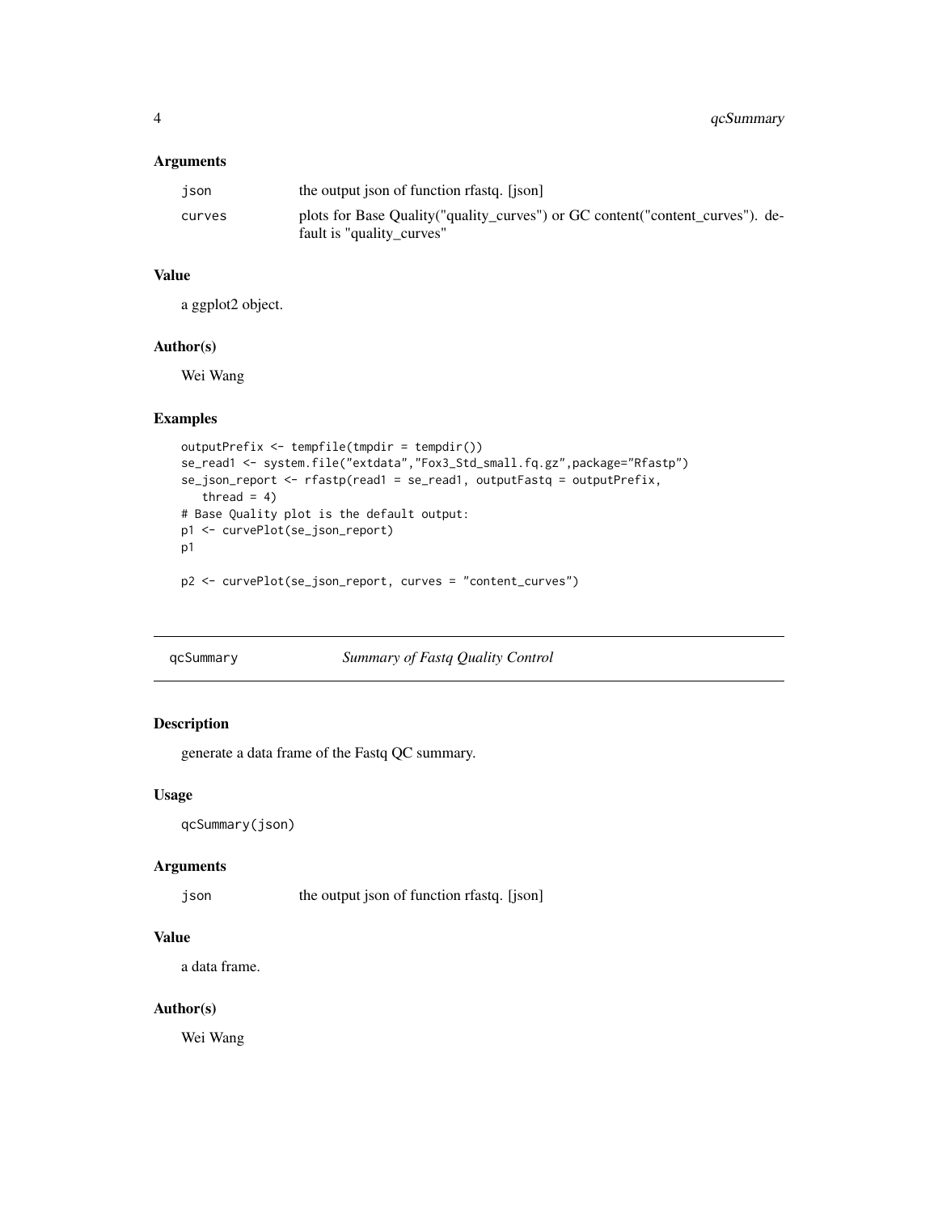### Arguments

| | |
|---|---|
| json | the output json of function rfastq. [json] |
| curves | plots for Base Quality("quality_curves") or GC content("content_curves"). default is "quality_curves" |

### Value

a ggplot2 object.

### Author(s)

Wei Wang

### Examples

```
outputPrefix <- tempfile(tmpdir = tempdir())
se_read1 <- system.file("extdata","Fox3_Std_small.fq.gz",package="Rfastp")
se_json_report <- rfastp(read1 = se_read1, outputFastq = outputPrefix,
   thread = 4)
# Base Quality plot is the default output:
p1 <- curvePlot(se_json_report)
p1

p2 <- curvePlot(se_json_report, curves = "content_curves")
```

---

## qcSummary    *Summary of Fastq Quality Control*

---

### Description

generate a data frame of the Fastq QC summary.

### Usage

```
qcSummary(json)
```

### Arguments

| | |
|---|---|
| json | the output json of function rfastq. [json] |

### Value

a data frame.

### Author(s)

Wei Wang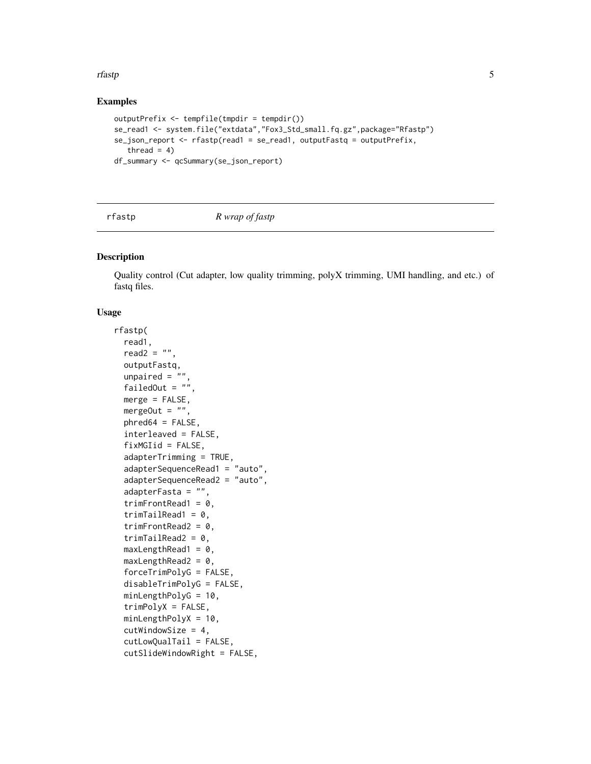## Examples

```
outputPrefix <- tempfile(tmpdir = tempdir())
se_read1 <- system.file("extdata","Fox3_Std_small.fq.gz",package="Rfastp")
se_json_report <- rfastp(read1 = se_read1, outputFastq = outputPrefix,
   thread = 4)
df_summary <- qcSummary(se_json_report)
```

---

rfastp *R wrap of fastp*

---

## Description

Quality control (Cut adapter, low quality trimming, polyX trimming, UMI handling, and etc.) of fastq files.

## Usage

```
rfastp(
  read1,
  read2 = "",
  outputFastq,
  unpaired = "",
  failedOut = "",
  merge = FALSE,
  mergeOut = "",
  phred64 = FALSE,
  interleaved = FALSE,
  fixMGIid = FALSE,
  adapterTrimming = TRUE,
  adapterSequenceRead1 = "auto",
  adapterSequenceRead2 = "auto",
  adapterFasta = "",
  trimFrontRead1 = 0,
  trimTailRead1 = 0,
  trimFrontRead2 = 0,
  trimTailRead2 = 0,
  maxLengthRead1 = 0,
  maxLengthRead2 = 0,
  forceTrimPolyG = FALSE,
  disableTrimPolyG = FALSE,
  minLengthPolyG = 10,
  trimPolyX = FALSE,
  minLengthPolyX = 10,
  cutWindowSize = 4,
  cutLowQualTail = FALSE,
  cutSlideWindowRight = FALSE,
```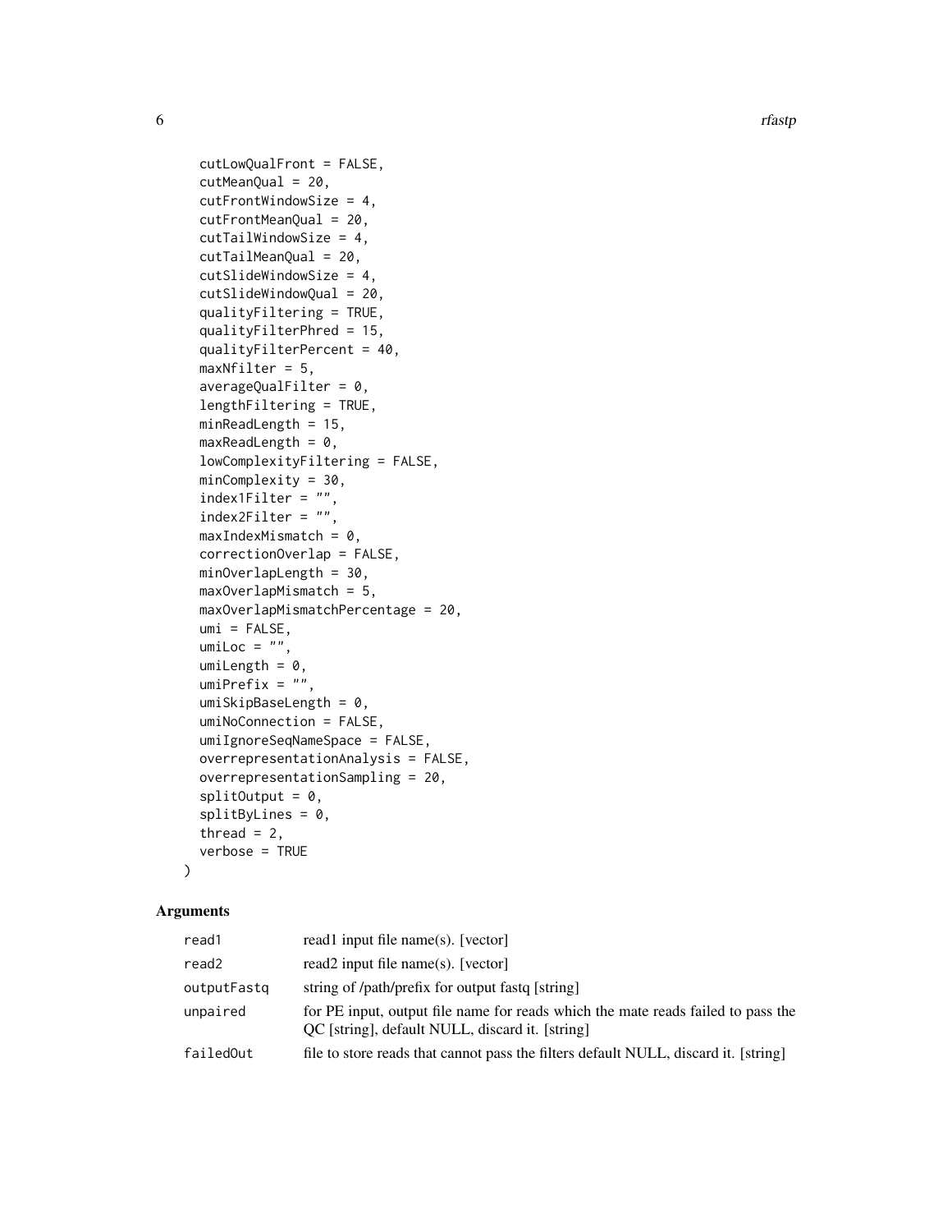```
  cutLowQualFront = FALSE,
  cutMeanQual = 20,
  cutFrontWindowSize = 4,
  cutFrontMeanQual = 20,
  cutTailWindowSize = 4,
  cutTailMeanQual = 20,
  cutSlideWindowSize = 4,
  cutSlideWindowQual = 20,
  qualityFiltering = TRUE,
  qualityFilterPhred = 15,
  qualityFilterPercent = 40,
  maxNfilter = 5,
  averageQualFilter = 0,
  lengthFiltering = TRUE,
  minReadLength = 15,
  maxReadLength = 0,
  lowComplexityFiltering = FALSE,
  minComplexity = 30,
  index1Filter = "",
  index2Filter = "",
  maxIndexMismatch = 0,
  correctionOverlap = FALSE,
  minOverlapLength = 30,
  maxOverlapMismatch = 5,
  maxOverlapMismatchPercentage = 20,
  umi = FALSE,
  umiLoc = "",
  umiLength = 0,
  umiPrefix = "",
  umiSkipBaseLength = 0,
  umiNoConnection = FALSE,
  umiIgnoreSeqNameSpace = FALSE,
  overrepresentationAnalysis = FALSE,
  overrepresentationSampling = 20,
  splitOutput = 0,
  splitByLines = 0,
  thread = 2,
  verbose = TRUE
)
```

## Arguments

| | |
|---|---|
| `read1` | read1 input file name(s). [vector] |
| `read2` | read2 input file name(s). [vector] |
| `outputFastq` | string of /path/prefix for output fastq [string] |
| `unpaired` | for PE input, output file name for reads which the mate reads failed to pass the QC [string], default NULL, discard it. [string] |
| `failedOut` | file to store reads that cannot pass the filters default NULL, discard it. [string] |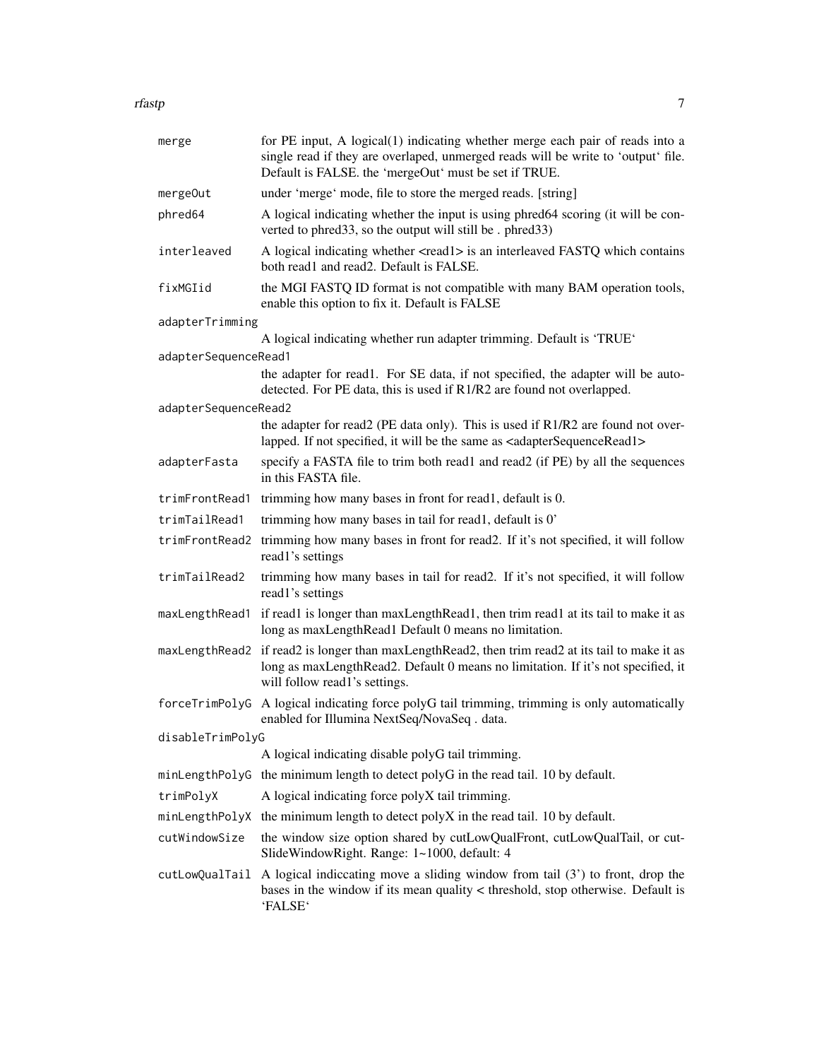| | |
|---|---|
| `merge` | for PE input, A logical(1) indicating whether merge each pair of reads into a single read if they are overlaped, unmerged reads will be write to 'output' file. Default is FALSE. the 'mergeOut' must be set if TRUE. |
| `mergeOut` | under 'merge' mode, file to store the merged reads. [string] |
| `phred64` | A logical indicating whether the input is using phred64 scoring (it will be converted to phred33, so the output will still be . phred33) |
| `interleaved` | A logical indicating whether <read1> is an interleaved FASTQ which contains both read1 and read2. Default is FALSE. |
| `fixMGIid` | the MGI FASTQ ID format is not compatible with many BAM operation tools, enable this option to fix it. Default is FALSE |
| `adapterTrimming` | A logical indicating whether run adapter trimming. Default is 'TRUE' |
| `adapterSequenceRead1` | the adapter for read1. For SE data, if not specified, the adapter will be auto-detected. For PE data, this is used if R1/R2 are found not overlapped. |
| `adapterSequenceRead2` | the adapter for read2 (PE data only). This is used if R1/R2 are found not overlapped. If not specified, it will be the same as <adapterSequenceRead1> |
| `adapterFasta` | specify a FASTA file to trim both read1 and read2 (if PE) by all the sequences in this FASTA file. |
| `trimFrontRead1` | trimming how many bases in front for read1, default is 0. |
| `trimTailRead1` | trimming how many bases in tail for read1, default is 0' |
| `trimFrontRead2` | trimming how many bases in front for read2. If it's not specified, it will follow read1's settings |
| `trimTailRead2` | trimming how many bases in tail for read2. If it's not specified, it will follow read1's settings |
| `maxLengthRead1` | if read1 is longer than maxLengthRead1, then trim read1 at its tail to make it as long as maxLengthRead1 Default 0 means no limitation. |
| `maxLengthRead2` | if read2 is longer than maxLengthRead2, then trim read2 at its tail to make it as long as maxLengthRead2. Default 0 means no limitation. If it's not specified, it will follow read1's settings. |
| `forceTrimPolyG` | A logical indicating force polyG tail trimming, trimming is only automatically enabled for Illumina NextSeq/NovaSeq . data. |
| `disableTrimPolyG` | A logical indicating disable polyG tail trimming. |
| `minLengthPolyG` | the minimum length to detect polyG in the read tail. 10 by default. |
| `trimPolyX` | A logical indicating force polyX tail trimming. |
| `minLengthPolyX` | the minimum length to detect polyX in the read tail. 10 by default. |
| `cutWindowSize` | the window size option shared by cutLowQualFront, cutLowQualTail, or cutSlideWindowRight. Range: 1~1000, default: 4 |
| `cutLowQualTail` | A logical indiccating move a sliding window from tail (3') to front, drop the bases in the window if its mean quality < threshold, stop otherwise. Default is 'FALSE' |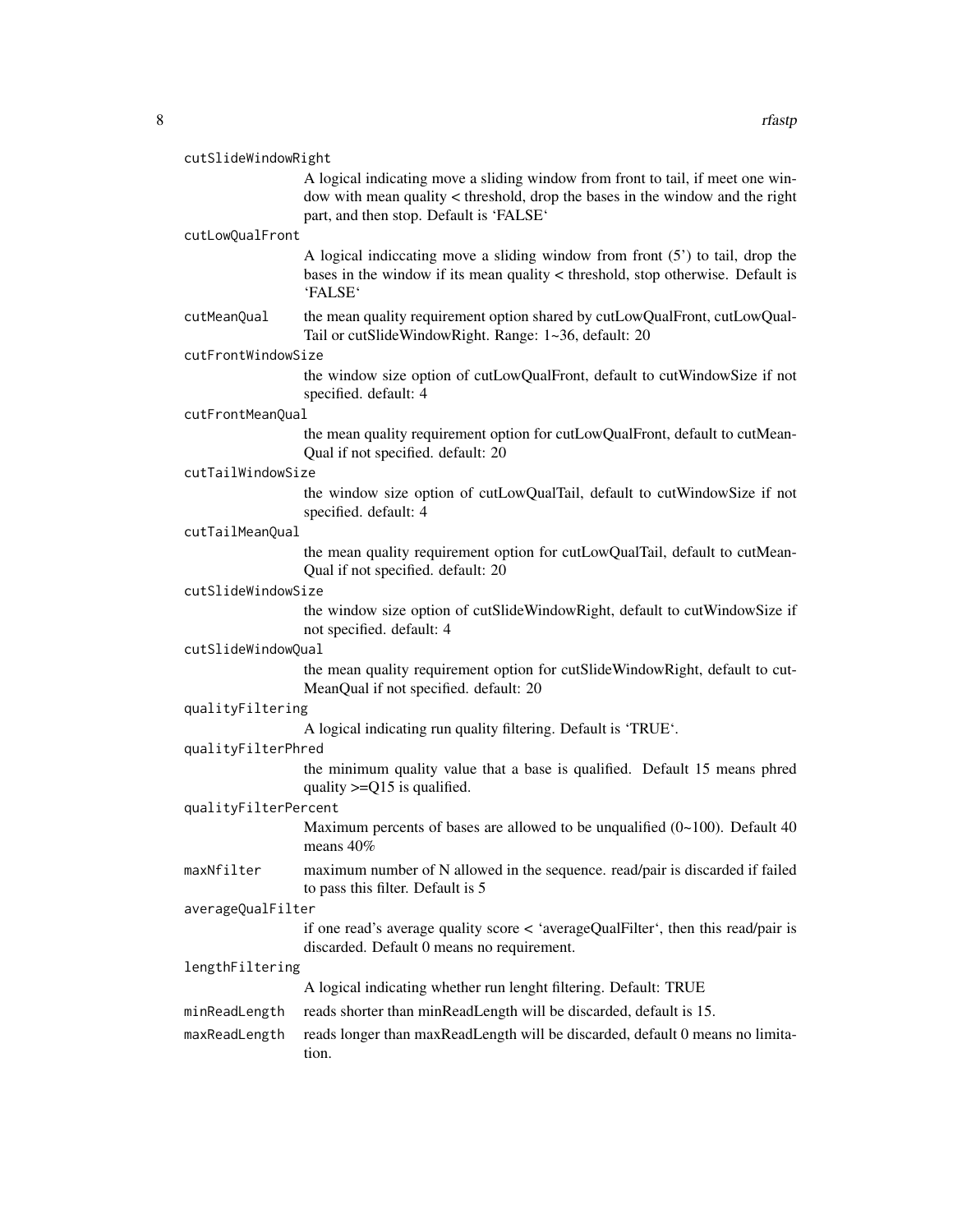`cutSlideWindowRight`
: A logical indicating move a sliding window from front to tail, if meet one window with mean quality < threshold, drop the bases in the window and the right part, and then stop. Default is 'FALSE'

`cutLowQualFront`
: A logical indiccating move a sliding window from front (5') to tail, drop the bases in the window if its mean quality < threshold, stop otherwise. Default is 'FALSE'

`cutMeanQual`
: the mean quality requirement option shared by cutLowQualFront, cutLowQualTail or cutSlideWindowRight. Range: 1~36, default: 20

`cutFrontWindowSize`
: the window size option of cutLowQualFront, default to cutWindowSize if not specified. default: 4

`cutFrontMeanQual`
: the mean quality requirement option for cutLowQualFront, default to cutMeanQual if not specified. default: 20

`cutTailWindowSize`
: the window size option of cutLowQualTail, default to cutWindowSize if not specified. default: 4

`cutTailMeanQual`
: the mean quality requirement option for cutLowQualTail, default to cutMeanQual if not specified. default: 20

`cutSlideWindowSize`
: the window size option of cutSlideWindowRight, default to cutWindowSize if not specified. default: 4

`cutSlideWindowQual`
: the mean quality requirement option for cutSlideWindowRight, default to cutMeanQual if not specified. default: 20

`qualityFiltering`
: A logical indicating run quality filtering. Default is 'TRUE'.

`qualityFilterPhred`
: the minimum quality value that a base is qualified. Default 15 means phred quality >=Q15 is qualified.

`qualityFilterPercent`
: Maximum percents of bases are allowed to be unqualified (0~100). Default 40 means 40%

`maxNfilter`
: maximum number of N allowed in the sequence. read/pair is discarded if failed to pass this filter. Default is 5

`averageQualFilter`
: if one read's average quality score < 'averageQualFilter', then this read/pair is discarded. Default 0 means no requirement.

`lengthFiltering`
: A logical indicating whether run lenght filtering. Default: TRUE

`minReadLength`
: reads shorter than minReadLength will be discarded, default is 15.

`maxReadLength`
: reads longer than maxReadLength will be discarded, default 0 means no limitation.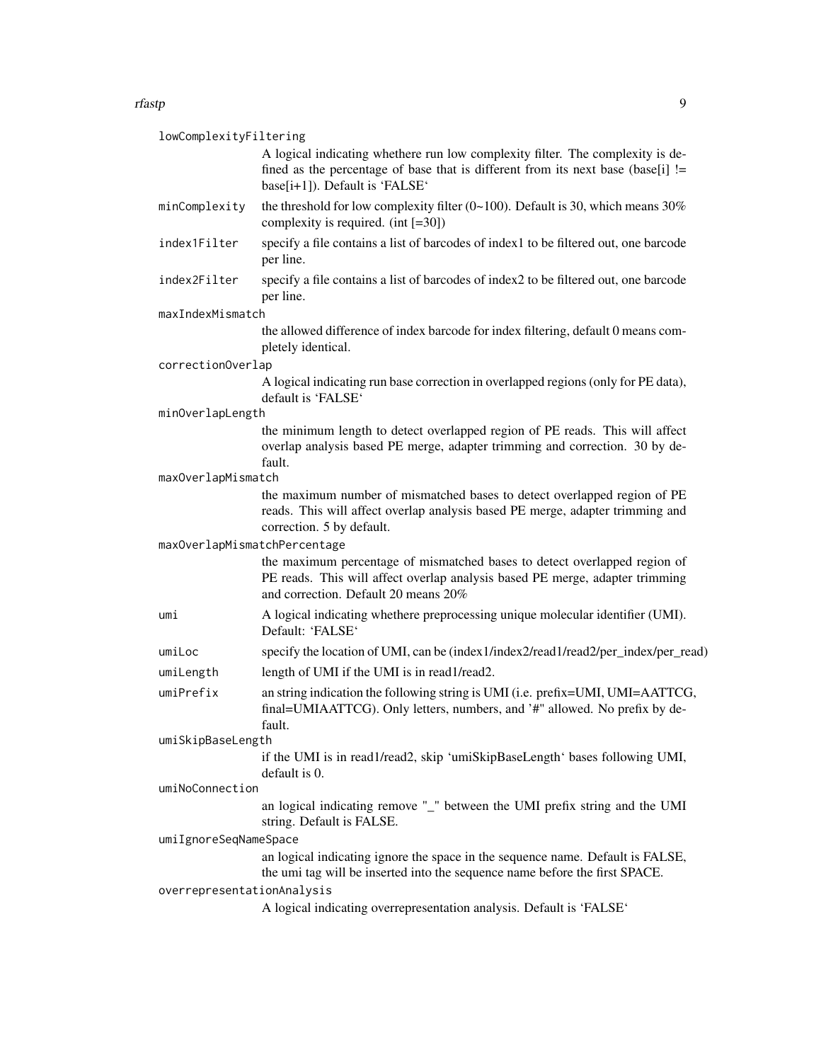`lowComplexityFiltering`
: A logical indicating whethere run low complexity filter. The complexity is defined as the percentage of base that is different from its next base (base[i] != base[i+1]). Default is 'FALSE'

`minComplexity`
: the threshold for low complexity filter (0~100). Default is 30, which means 30% complexity is required. (int [=30])

`index1Filter`
: specify a file contains a list of barcodes of index1 to be filtered out, one barcode per line.

`index2Filter`
: specify a file contains a list of barcodes of index2 to be filtered out, one barcode per line.

`maxIndexMismatch`
: the allowed difference of index barcode for index filtering, default 0 means completely identical.

`correctionOverlap`
: A logical indicating run base correction in overlapped regions (only for PE data), default is 'FALSE'

`minOverlapLength`
: the minimum length to detect overlapped region of PE reads. This will affect overlap analysis based PE merge, adapter trimming and correction. 30 by default.

`maxOverlapMismatch`
: the maximum number of mismatched bases to detect overlapped region of PE reads. This will affect overlap analysis based PE merge, adapter trimming and correction. 5 by default.

`maxOverlapMismatchPercentage`
: the maximum percentage of mismatched bases to detect overlapped region of PE reads. This will affect overlap analysis based PE merge, adapter trimming and correction. Default 20 means 20%

`umi`
: A logical indicating whethere preprocessing unique molecular identifier (UMI). Default: 'FALSE'

`umiLoc`
: specify the location of UMI, can be (index1/index2/read1/read2/per_index/per_read)

`umiLength`
: length of UMI if the UMI is in read1/read2.

`umiPrefix`
: an string indication the following string is UMI (i.e. prefix=UMI, UMI=AATTCG, final=UMIAATTCG). Only letters, numbers, and '#" allowed. No prefix by default.

`umiSkipBaseLength`
: if the UMI is in read1/read2, skip 'umiSkipBaseLength' bases following UMI, default is 0.

`umiNoConnection`
: an logical indicating remove "_" between the UMI prefix string and the UMI string. Default is FALSE.

`umiIgnoreSeqNameSpace`
: an logical indicating ignore the space in the sequence name. Default is FALSE, the umi tag will be inserted into the sequence name before the first SPACE.

`overrepresentationAnalysis`
: A logical indicating overrepresentation analysis. Default is 'FALSE'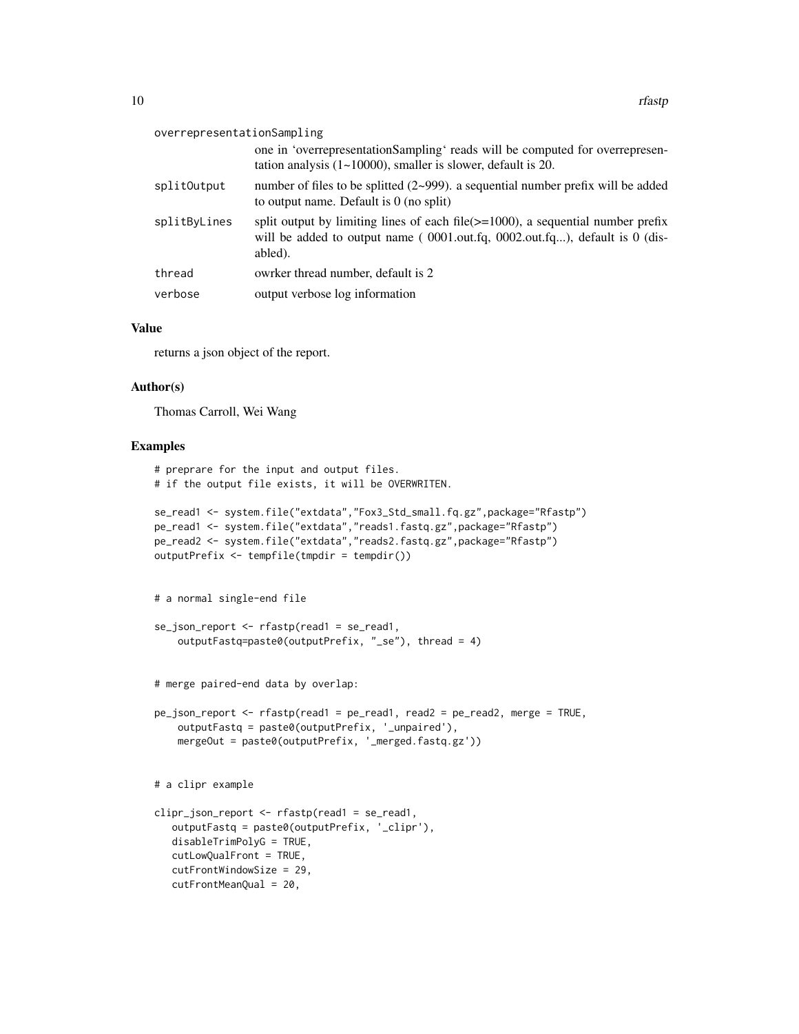| | |
|---|---|
| overrepresentationSampling | one in 'overrepresentationSampling' reads will be computed for overrepresentation analysis (1~10000), smaller is slower, default is 20. |
| splitOutput | number of files to be splitted (2~999). a sequential number prefix will be added to output name. Default is 0 (no split) |
| splitByLines | split output by limiting lines of each file(>=1000), a sequential number prefix will be added to output name ( 0001.out.fq, 0002.out.fq...), default is 0 (disabled). |
| thread | owrker thread number, default is 2 |
| verbose | output verbose log information |

### Value

returns a json object of the report.

### Author(s)

Thomas Carroll, Wei Wang

### Examples

```
# preprare for the input and output files.
# if the output file exists, it will be OVERWRITEN.

se_read1 <- system.file("extdata","Fox3_Std_small.fq.gz",package="Rfastp")
pe_read1 <- system.file("extdata","reads1.fastq.gz",package="Rfastp")
pe_read2 <- system.file("extdata","reads2.fastq.gz",package="Rfastp")
outputPrefix <- tempfile(tmpdir = tempdir())


# a normal single-end file

se_json_report <- rfastp(read1 = se_read1,
    outputFastq=paste0(outputPrefix, "_se"), thread = 4)


# merge paired-end data by overlap:

pe_json_report <- rfastp(read1 = pe_read1, read2 = pe_read2, merge = TRUE,
    outputFastq = paste0(outputPrefix, '_unpaired'),
    mergeOut = paste0(outputPrefix, '_merged.fastq.gz'))


# a clipr example

clipr_json_report <- rfastp(read1 = se_read1,
   outputFastq = paste0(outputPrefix, '_clipr'),
   disableTrimPolyG = TRUE,
   cutLowQualFront = TRUE,
   cutFrontWindowSize = 29,
   cutFrontMeanQual = 20,
```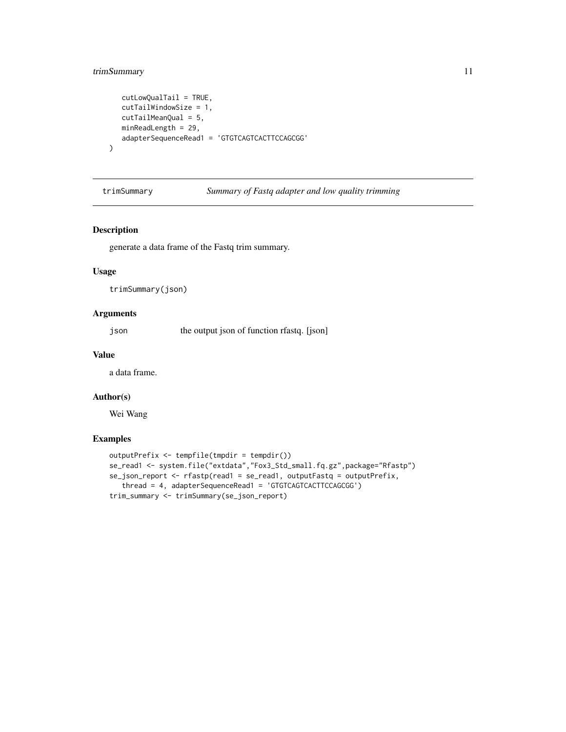```
    cutLowQualTail = TRUE,
    cutTailWindowSize = 1,
    cutTailMeanQual = 5,
    minReadLength = 29,
    adapterSequenceRead1 = 'GTGTCAGTCACTTCCAGCGG'
)
```

## trimSummary *Summary of Fastq adapter and low quality trimming*

### Description

generate a data frame of the Fastq trim summary.

### Usage

```
trimSummary(json)
```

### Arguments

`json` the output json of function rfastq. [json]

### Value

a data frame.

### Author(s)

Wei Wang

### Examples

```
outputPrefix <- tempfile(tmpdir = tempdir())
se_read1 <- system.file("extdata","Fox3_Std_small.fq.gz",package="Rfastp")
se_json_report <- rfastp(read1 = se_read1, outputFastq = outputPrefix,
   thread = 4, adapterSequenceRead1 = 'GTGTCAGTCACTTCCAGCGG')
trim_summary <- trimSummary(se_json_report)
```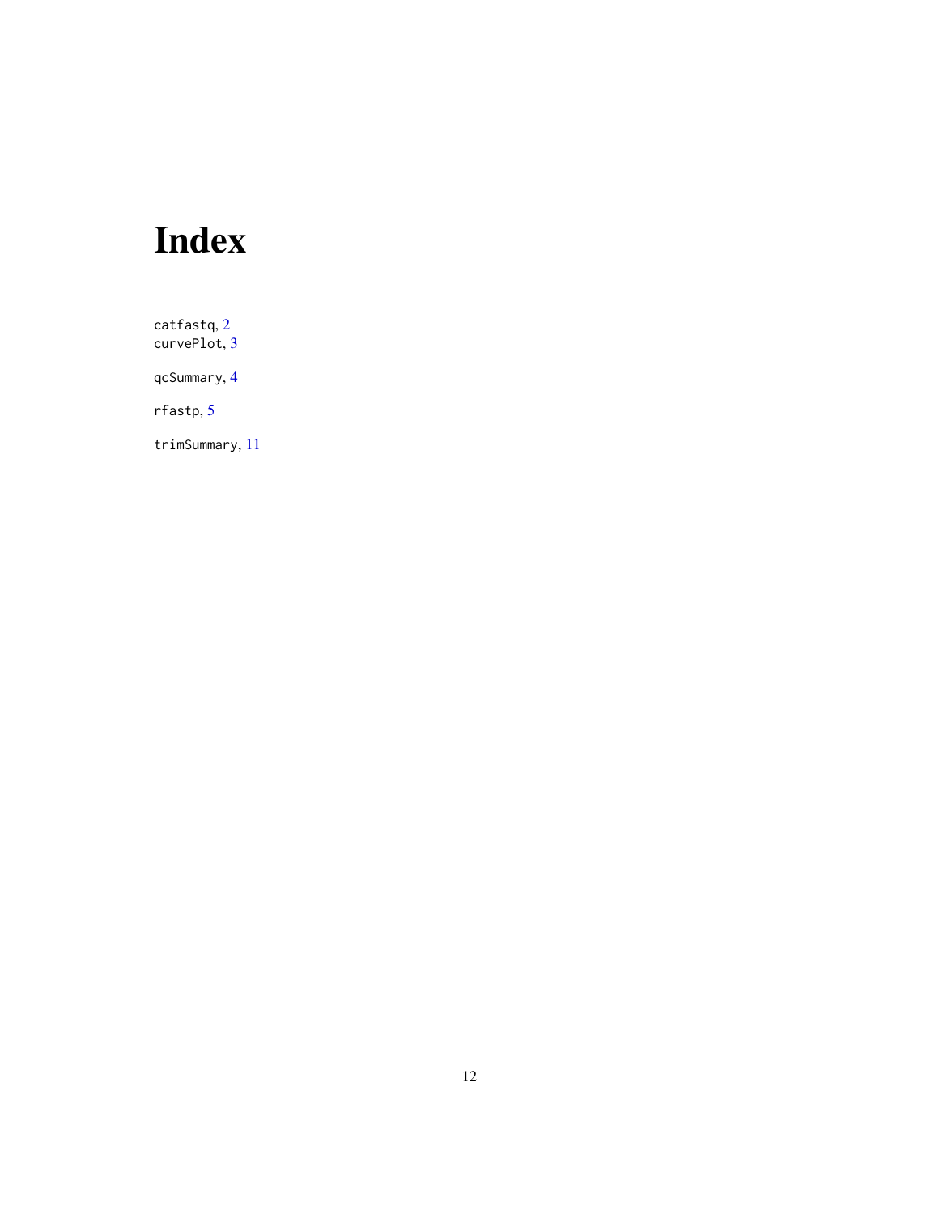# Index

catfastq, 2
curvePlot, 3

qcSummary, 4

rfastp, 5

trimSummary, 11